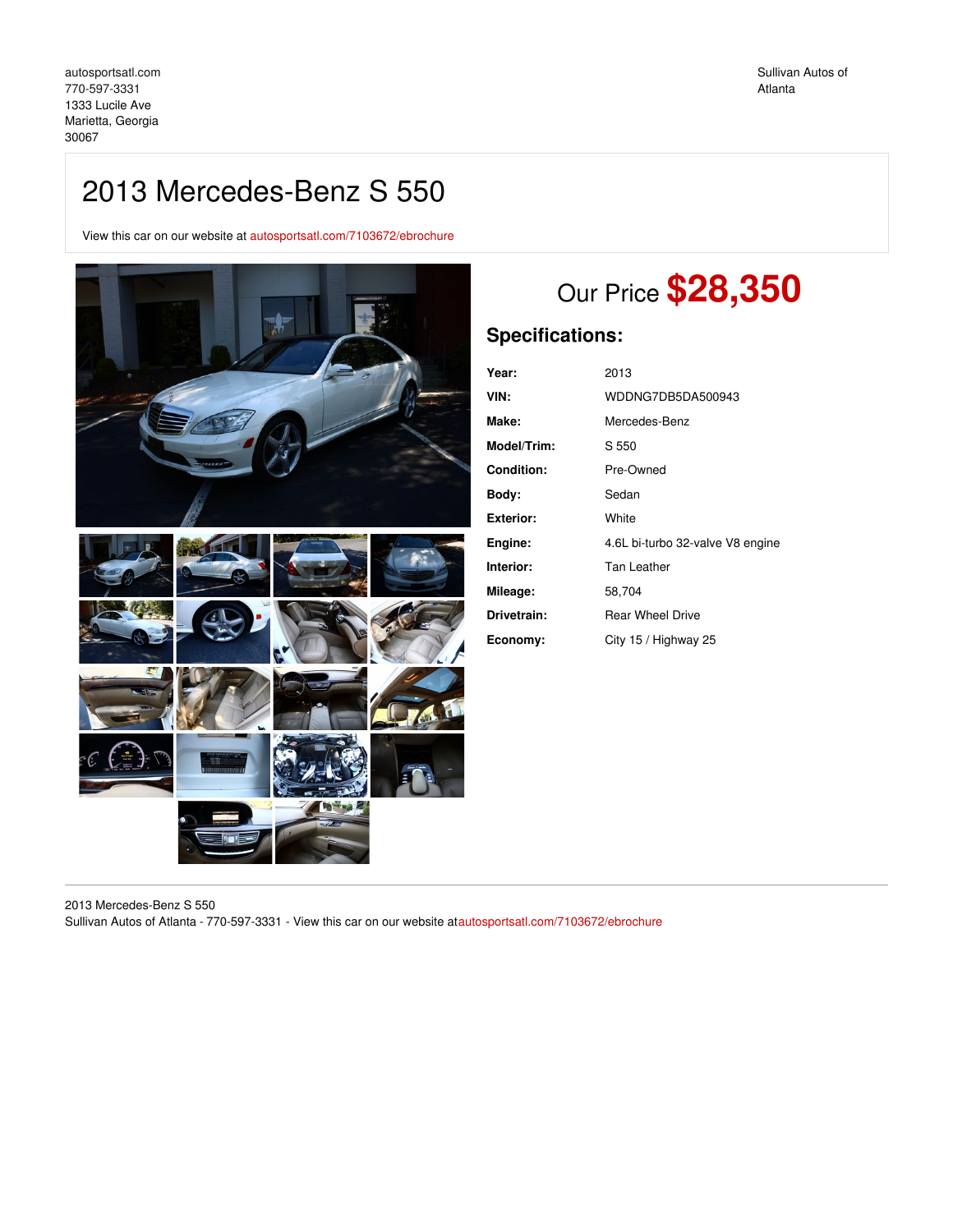autosportsatl.com
770-597-3331
1333 Lucile Ave
Marietta, Georgia
30067

Sullivan Autos of Atlanta

# 2013 Mercedes-Benz S 550

View this car on our website at autosportsatl.com/7103672/ebrochure

## Our Price **$28,350**

### Specifications:

| | |
|---|---|
| **Year:** | 2013 |
| **VIN:** | WDDNG7DB5DA500943 |
| **Make:** | Mercedes-Benz |
| **Model/Trim:** | S 550 |
| **Condition:** | Pre-Owned |
| **Body:** | Sedan |
| **Exterior:** | White |
| **Engine:** | 4.6L bi-turbo 32-valve V8 engine |
| **Interior:** | Tan Leather |
| **Mileage:** | 58,704 |
| **Drivetrain:** | Rear Wheel Drive |
| **Economy:** | City 15 / Highway 25 |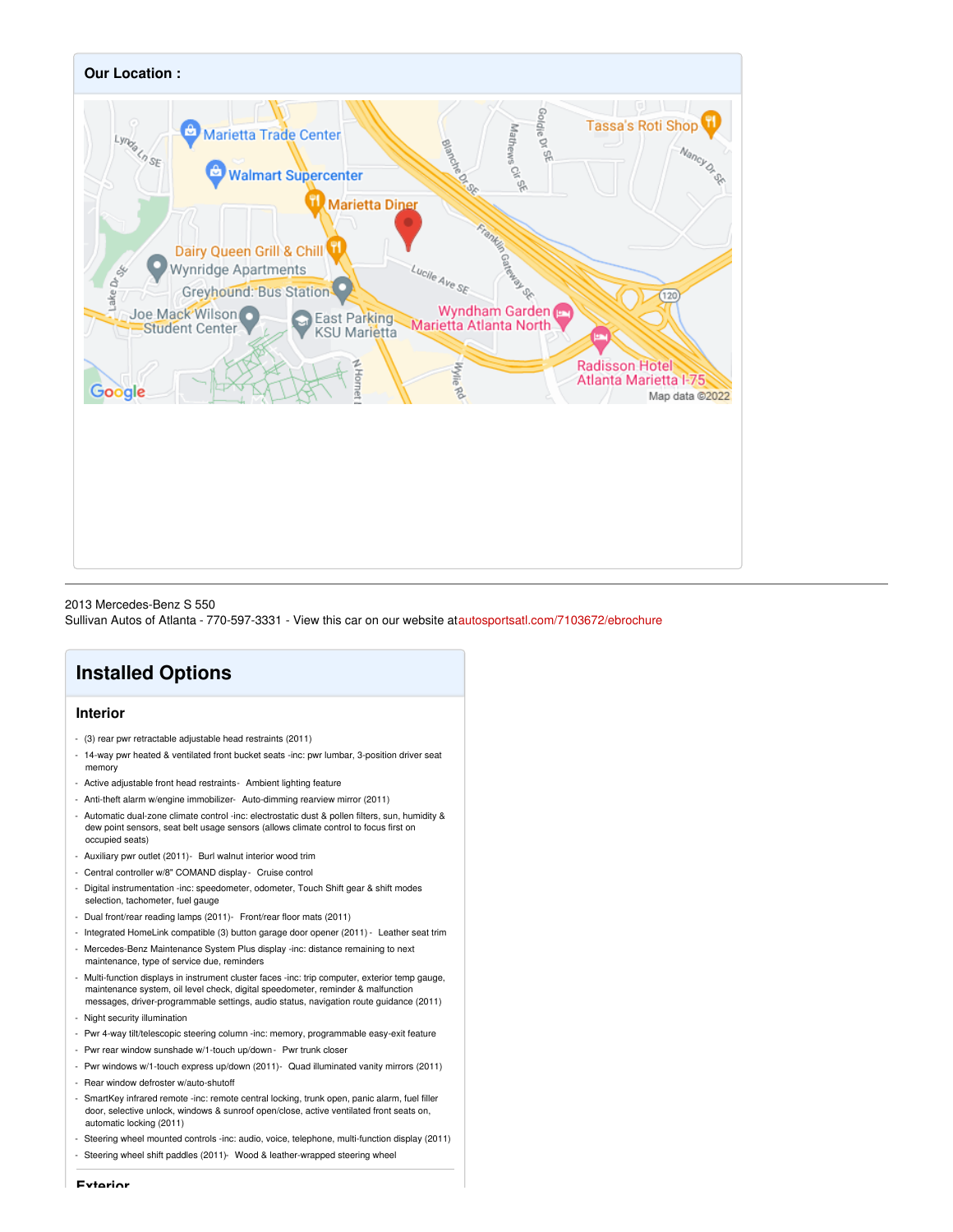## Our Location :

2013 Mercedes-Benz S 550
Sullivan Autos of Atlanta - 770-597-3331 - View this car on our website at autosportsatl.com/7103672/ebrochure

# Installed Options

## Interior

- (3) rear pwr retractable adjustable head restraints (2011)
- 14-way pwr heated & ventilated front bucket seats -inc: pwr lumbar, 3-position driver seat memory
- Active adjustable front head restraints
- Ambient lighting feature
- Anti-theft alarm w/engine immobilizer
- Auto-dimming rearview mirror (2011)
- Automatic dual-zone climate control -inc: electrostatic dust & pollen filters, sun, humidity & dew point sensors, seat belt usage sensors (allows climate control to focus first on occupied seats)
- Auxiliary pwr outlet (2011)
- Burl walnut interior wood trim
- Central controller w/8" COMAND display
- Cruise control
- Digital instrumentation -inc: speedometer, odometer, Touch Shift gear & shift modes selection, tachometer, fuel gauge
- Dual front/rear reading lamps (2011)
- Front/rear floor mats (2011)
- Integrated HomeLink compatible (3) button garage door opener (2011)
- Leather seat trim
- Mercedes-Benz Maintenance System Plus display -inc: distance remaining to next maintenance, type of service due, reminders
- Multi-function displays in instrument cluster faces -inc: trip computer, exterior temp gauge, maintenance system, oil level check, digital speedometer, reminder & malfunction messages, driver-programmable settings, audio status, navigation route guidance (2011)
- Night security illumination
- Pwr 4-way tilt/telescopic steering column -inc: memory, programmable easy-exit feature
- Pwr rear window sunshade w/1-touch up/down
- Pwr trunk closer
- Pwr windows w/1-touch express up/down (2011)
- Quad illuminated vanity mirrors (2011)
- Rear window defroster w/auto-shutoff
- SmartKey infrared remote -inc: remote central locking, trunk open, panic alarm, fuel filler door, selective unlock, windows & sunroof open/close, active ventilated front seats on, automatic locking (2011)
- Steering wheel mounted controls -inc: audio, voice, telephone, multi-function display (2011)
- Steering wheel shift paddles (2011)
- Wood & leather-wrapped steering wheel

## Exterior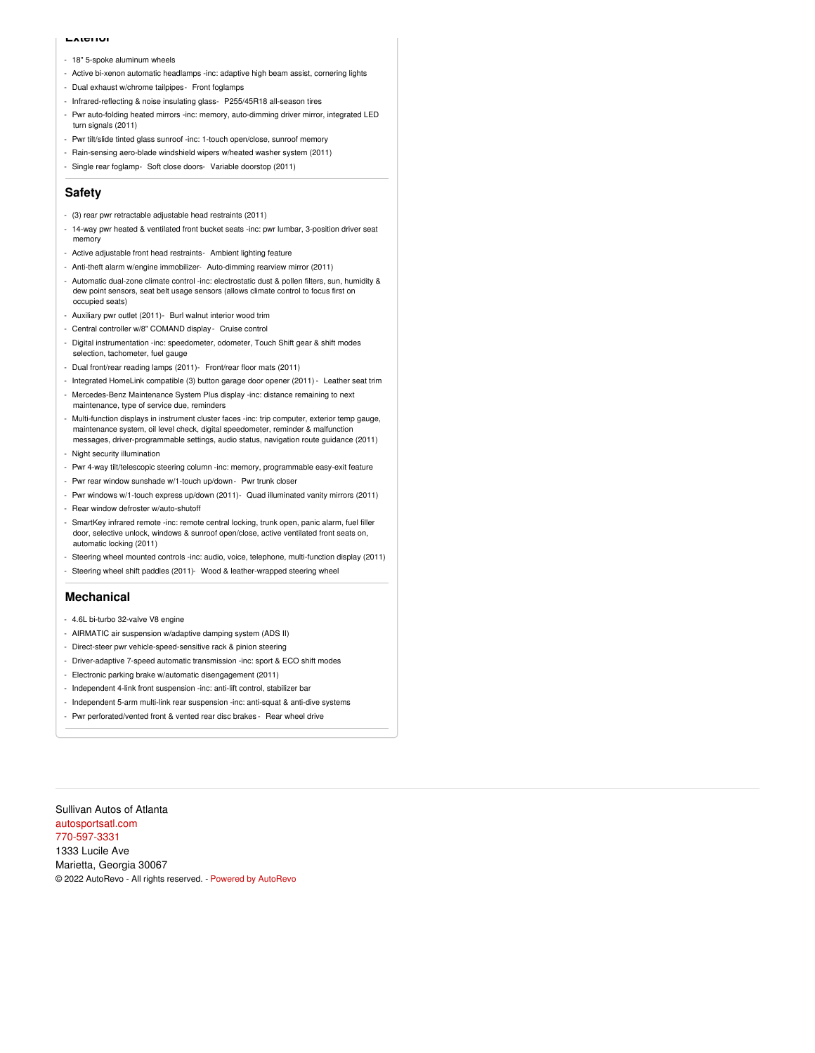## Exterior

- 18" 5-spoke aluminum wheels
- Active bi-xenon automatic headlamps -inc: adaptive high beam assist, cornering lights
- Dual exhaust w/chrome tailpipes
- Front foglamps
- Infrared-reflecting & noise insulating glass
- P255/45R18 all-season tires
- Pwr auto-folding heated mirrors -inc: memory, auto-dimming driver mirror, integrated LED turn signals (2011)
- Pwr tilt/slide tinted glass sunroof -inc: 1-touch open/close, sunroof memory
- Rain-sensing aero-blade windshield wipers w/heated washer system (2011)
- Single rear foglamp
- Soft close doors
- Variable doorstop (2011)

## Safety

- (3) rear pwr retractable adjustable head restraints (2011)
- 14-way pwr heated & ventilated front bucket seats -inc: pwr lumbar, 3-position driver seat memory
- Active adjustable front head restraints
- Ambient lighting feature
- Anti-theft alarm w/engine immobilizer
- Auto-dimming rearview mirror (2011)
- Automatic dual-zone climate control -inc: electrostatic dust & pollen filters, sun, humidity & dew point sensors, seat belt usage sensors (allows climate control to focus first on occupied seats)
- Auxiliary pwr outlet (2011)
- Burl walnut interior wood trim
- Central controller w/8" COMAND display
- Cruise control
- Digital instrumentation -inc: speedometer, odometer, Touch Shift gear & shift modes selection, tachometer, fuel gauge
- Dual front/rear reading lamps (2011)
- Front/rear floor mats (2011)
- Integrated HomeLink compatible (3) button garage door opener (2011)
- Leather seat trim
- Mercedes-Benz Maintenance System Plus display -inc: distance remaining to next maintenance, type of service due, reminders
- Multi-function displays in instrument cluster faces -inc: trip computer, exterior temp gauge, maintenance system, oil level check, digital speedometer, reminder & malfunction messages, driver-programmable settings, audio status, navigation route guidance (2011)
- Night security illumination
- Pwr 4-way tilt/telescopic steering column -inc: memory, programmable easy-exit feature
- Pwr rear window sunshade w/1-touch up/down
- Pwr trunk closer
- Pwr windows w/1-touch express up/down (2011)
- Quad illuminated vanity mirrors (2011)
- Rear window defroster w/auto-shutoff
- SmartKey infrared remote -inc: remote central locking, trunk open, panic alarm, fuel filler door, selective unlock, windows & sunroof open/close, active ventilated front seats on, automatic locking (2011)
- Steering wheel mounted controls -inc: audio, voice, telephone, multi-function display (2011)
- Steering wheel shift paddles (2011)
- Wood & leather-wrapped steering wheel

## Mechanical

- 4.6L bi-turbo 32-valve V8 engine
- AIRMATIC air suspension w/adaptive damping system (ADS II)
- Direct-steer pwr vehicle-speed-sensitive rack & pinion steering
- Driver-adaptive 7-speed automatic transmission -inc: sport & ECO shift modes
- Electronic parking brake w/automatic disengagement (2011)
- Independent 4-link front suspension -inc: anti-lift control, stabilizer bar
- Independent 5-arm multi-link rear suspension -inc: anti-squat & anti-dive systems
- Pwr perforated/vented front & vented rear disc brakes
- Rear wheel drive

Sullivan Autos of Atlanta
autosportsatl.com
770-597-3331
1333 Lucile Ave
Marietta, Georgia 30067
© 2022 AutoRevo - All rights reserved. - Powered by AutoRevo